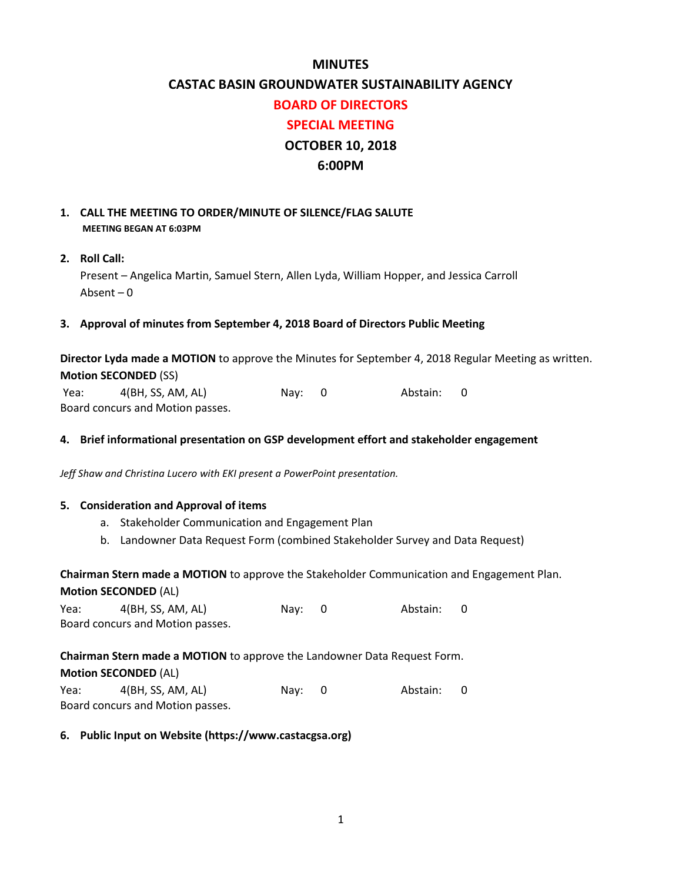# MINUTES

# CASTAC BASIN GROUNDWATER SUSTAINABILITY AGENCY

## BOARD OF DIRECTORS

## SPECIAL MEETING

## OCTOBER 10, 2018

## 6:00PM

1. **CALL THE MEETING TO ORDER/MINUTE OF SILENCE/FLAG SALUTE**
   **MEETING BEGAN AT 6:03PM**

2. **Roll Call:**
   Present – Angelica Martin, Samuel Stern, Allen Lyda, William Hopper, and Jessica Carroll
   Absent – 0

3. **Approval of minutes from September 4, 2018 Board of Directors Public Meeting**

**Director Lyda made a MOTION** to approve the Minutes for September 4, 2018 Regular Meeting as written.
**Motion SECONDED** (SS)
Yea: 4(BH, SS, AM, AL) Nay: 0 Abstain: 0
Board concurs and Motion passes.

4. **Brief informational presentation on GSP development effort and stakeholder engagement**

*Jeff Shaw and Christina Lucero with EKI present a PowerPoint presentation.*

5. **Consideration and Approval of items**
   a. Stakeholder Communication and Engagement Plan
   b. Landowner Data Request Form (combined Stakeholder Survey and Data Request)

**Chairman Stern made a MOTION** to approve the Stakeholder Communication and Engagement Plan.
**Motion SECONDED** (AL)
Yea: 4(BH, SS, AM, AL) Nay: 0 Abstain: 0
Board concurs and Motion passes.

**Chairman Stern made a MOTION** to approve the Landowner Data Request Form.
**Motion SECONDED** (AL)
Yea: 4(BH, SS, AM, AL) Nay: 0 Abstain: 0
Board concurs and Motion passes.

6. **Public Input on Website (https://www.castacgsa.org)**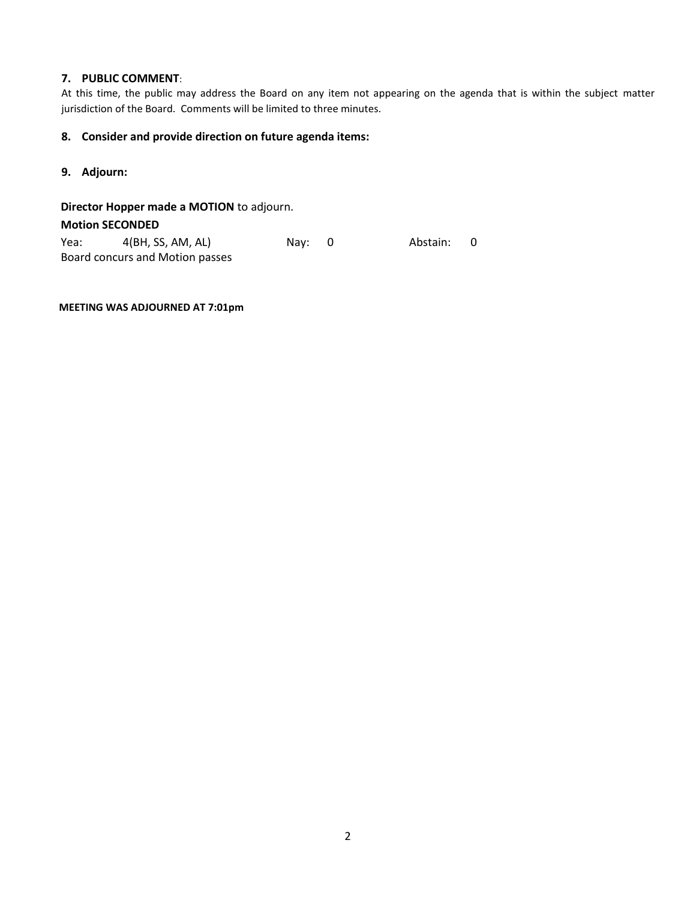### 7. PUBLIC COMMENT:

At this time, the public may address the Board on any item not appearing on the agenda that is within the subject matter jurisdiction of the Board. Comments will be limited to three minutes.

### 8. Consider and provide direction on future agenda items:

### 9. Adjourn:

**Director Hopper made a MOTION** to adjourn.

**Motion SECONDED**

| | | | | | |
|---|---|---|---|---|---|
| Yea: | 4(BH, SS, AM, AL) | Nay: | 0 | Abstain: | 0 |

Board concurs and Motion passes

**MEETING WAS ADJOURNED AT 7:01pm**